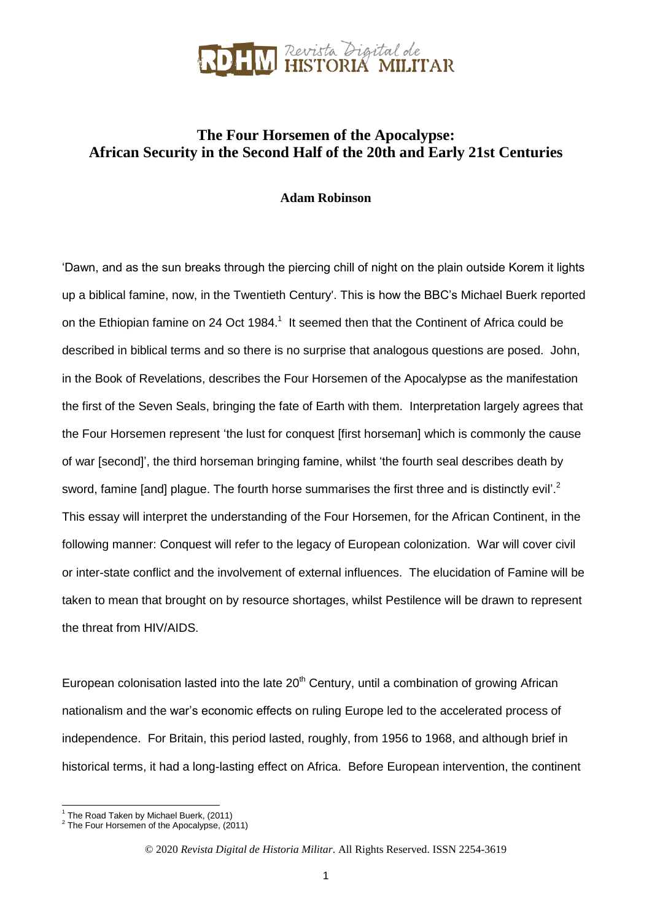# The Four Horsemen of the Apocalypse: African Security in the Second Half of the 20th and Early 21st Centuries

**Adam Robinson**

'Dawn, and as the sun breaks through the piercing chill of night on the plain outside Korem it lights up a biblical famine, now, in the Twentieth Century'. This is how the BBC's Michael Buerk reported on the Ethiopian famine on 24 Oct 1984.[1] It seemed then that the Continent of Africa could be described in biblical terms and so there is no surprise that analogous questions are posed. John, in the Book of Revelations, describes the Four Horsemen of the Apocalypse as the manifestation the first of the Seven Seals, bringing the fate of Earth with them. Interpretation largely agrees that the Four Horsemen represent 'the lust for conquest [first horseman] which is commonly the cause of war [second]', the third horseman bringing famine, whilst 'the fourth seal describes death by sword, famine [and] plague. The fourth horse summarises the first three and is distinctly evil'.[2] This essay will interpret the understanding of the Four Horsemen, for the African Continent, in the following manner: Conquest will refer to the legacy of European colonization. War will cover civil or inter-state conflict and the involvement of external influences. The elucidation of Famine will be taken to mean that brought on by resource shortages, whilst Pestilence will be drawn to represent the threat from HIV/AIDS.

European colonisation lasted into the late 20th Century, until a combination of growing African nationalism and the war's economic effects on ruling Europe led to the accelerated process of independence. For Britain, this period lasted, roughly, from 1956 to 1968, and although brief in historical terms, it had a long-lasting effect on Africa. Before European intervention, the continent

---

[1] The Road Taken by Michael Buerk, (2011)

[2] The Four Horsemen of the Apocalypse, (2011)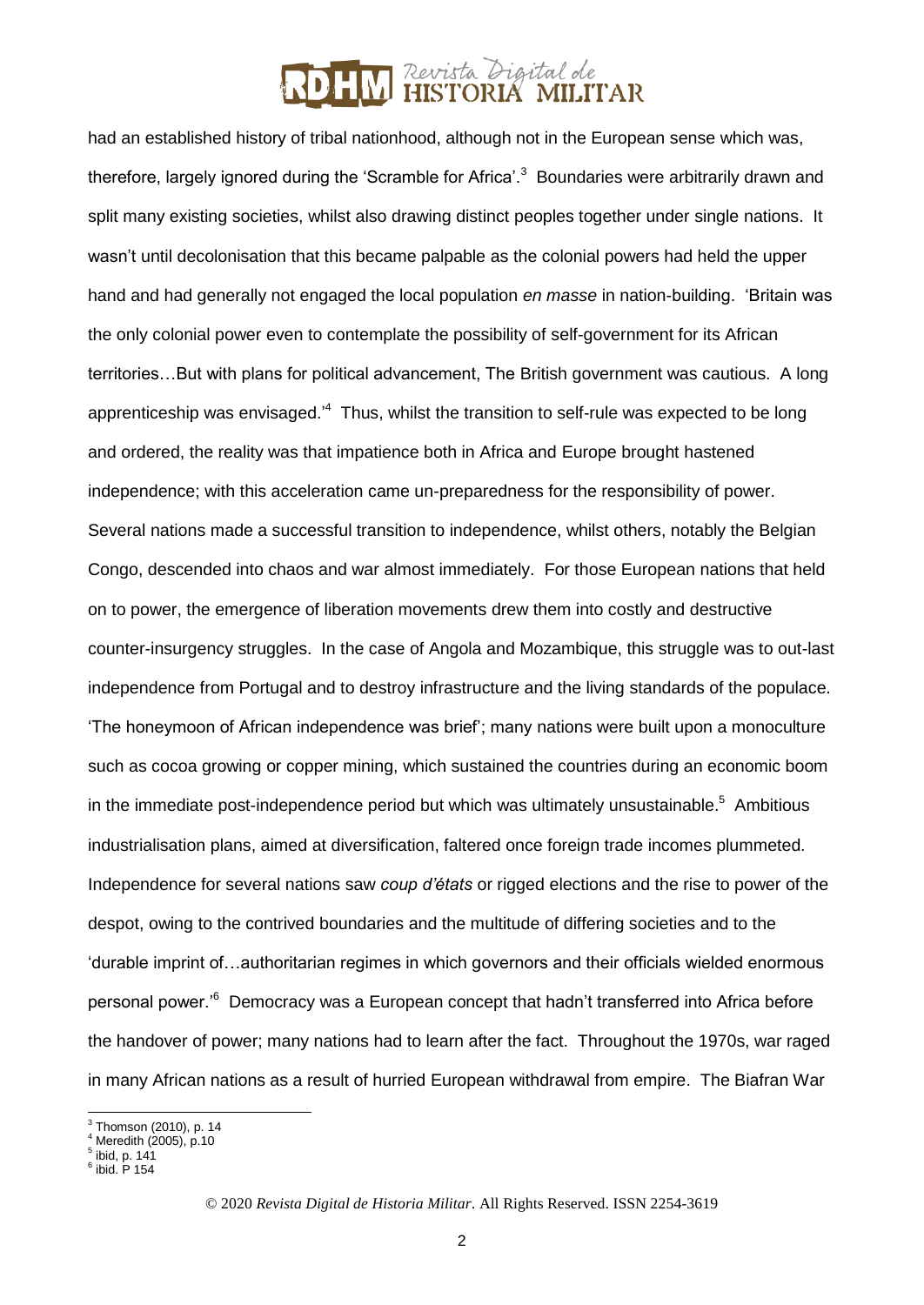had an established history of tribal nationhood, although not in the European sense which was, therefore, largely ignored during the 'Scramble for Africa'.[3] Boundaries were arbitrarily drawn and split many existing societies, whilst also drawing distinct peoples together under single nations. It wasn't until decolonisation that this became palpable as the colonial powers had held the upper hand and had generally not engaged the local population *en masse* in nation-building. 'Britain was the only colonial power even to contemplate the possibility of self-government for its African territories…But with plans for political advancement, The British government was cautious. A long apprenticeship was envisaged.'[4] Thus, whilst the transition to self-rule was expected to be long and ordered, the reality was that impatience both in Africa and Europe brought hastened independence; with this acceleration came un-preparedness for the responsibility of power. Several nations made a successful transition to independence, whilst others, notably the Belgian Congo, descended into chaos and war almost immediately. For those European nations that held on to power, the emergence of liberation movements drew them into costly and destructive counter-insurgency struggles. In the case of Angola and Mozambique, this struggle was to out-last independence from Portugal and to destroy infrastructure and the living standards of the populace. 'The honeymoon of African independence was brief'; many nations were built upon a monoculture such as cocoa growing or copper mining, which sustained the countries during an economic boom in the immediate post-independence period but which was ultimately unsustainable.[5] Ambitious industrialisation plans, aimed at diversification, faltered once foreign trade incomes plummeted. Independence for several nations saw *coup d'états* or rigged elections and the rise to power of the despot, owing to the contrived boundaries and the multitude of differing societies and to the 'durable imprint of…authoritarian regimes in which governors and their officials wielded enormous personal power.'[6] Democracy was a European concept that hadn't transferred into Africa before the handover of power; many nations had to learn after the fact. Throughout the 1970s, war raged in many African nations as a result of hurried European withdrawal from empire. The Biafran War

---

[3] Thomson (2010), p. 14
[4] Meredith (2005), p.10
[5] ibid, p. 141
[6] ibid. P 154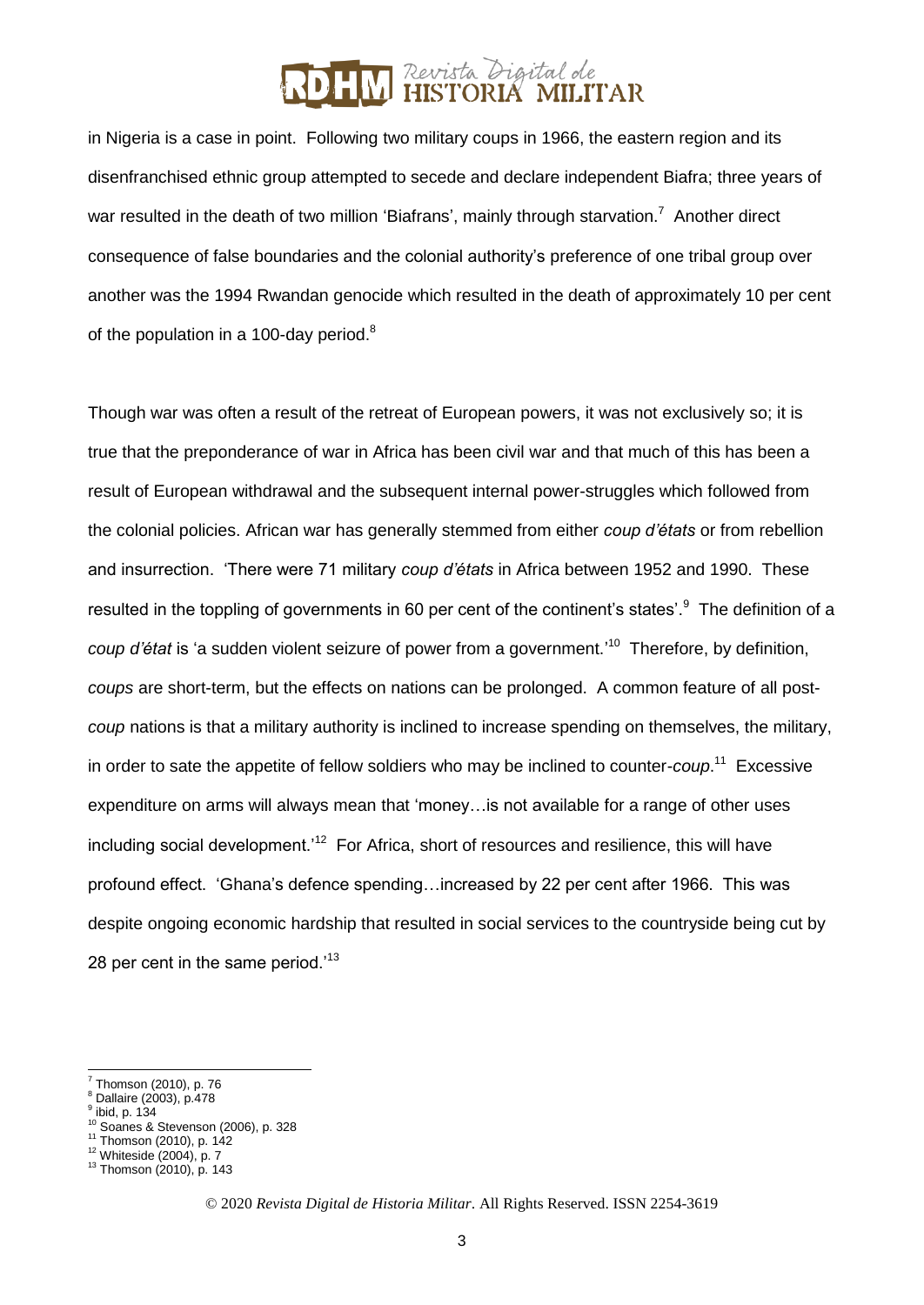in Nigeria is a case in point. Following two military coups in 1966, the eastern region and its disenfranchised ethnic group attempted to secede and declare independent Biafra; three years of war resulted in the death of two million 'Biafrans', mainly through starvation.[7] Another direct consequence of false boundaries and the colonial authority's preference of one tribal group over another was the 1994 Rwandan genocide which resulted in the death of approximately 10 per cent of the population in a 100-day period.[8]

Though war was often a result of the retreat of European powers, it was not exclusively so; it is true that the preponderance of war in Africa has been civil war and that much of this has been a result of European withdrawal and the subsequent internal power-struggles which followed from the colonial policies. African war has generally stemmed from either *coup d'états* or from rebellion and insurrection. 'There were 71 military *coup d'états* in Africa between 1952 and 1990. These resulted in the toppling of governments in 60 per cent of the continent's states'.[9] The definition of a *coup d'état* is 'a sudden violent seizure of power from a government.'[10] Therefore, by definition, *coups* are short-term, but the effects on nations can be prolonged. A common feature of all post-*coup* nations is that a military authority is inclined to increase spending on themselves, the military, in order to sate the appetite of fellow soldiers who may be inclined to counter-*coup*.[11] Excessive expenditure on arms will always mean that 'money…is not available for a range of other uses including social development.'[12] For Africa, short of resources and resilience, this will have profound effect. 'Ghana's defence spending…increased by 22 per cent after 1966. This was despite ongoing economic hardship that resulted in social services to the countryside being cut by 28 per cent in the same period.'[13]

---

[7] Thomson (2010), p. 76

[8] Dallaire (2003), p.478

[9] ibid, p. 134

[10] Soanes & Stevenson (2006), p. 328

[11] Thomson (2010), p. 142

[12] Whiteside (2004), p. 7

[13] Thomson (2010), p. 143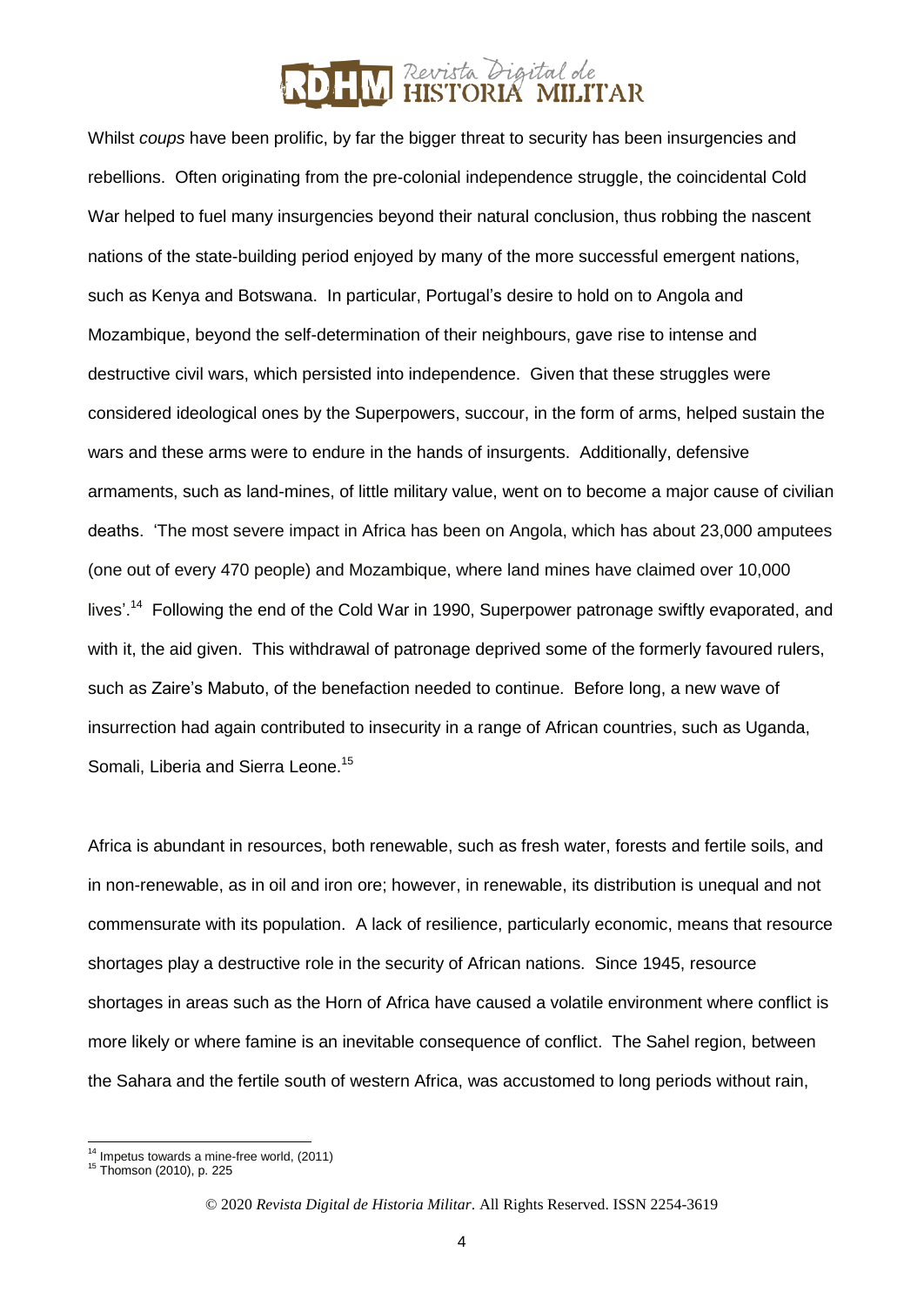Whilst *coups* have been prolific, by far the bigger threat to security has been insurgencies and rebellions. Often originating from the pre-colonial independence struggle, the coincidental Cold War helped to fuel many insurgencies beyond their natural conclusion, thus robbing the nascent nations of the state-building period enjoyed by many of the more successful emergent nations, such as Kenya and Botswana. In particular, Portugal's desire to hold on to Angola and Mozambique, beyond the self-determination of their neighbours, gave rise to intense and destructive civil wars, which persisted into independence. Given that these struggles were considered ideological ones by the Superpowers, succour, in the form of arms, helped sustain the wars and these arms were to endure in the hands of insurgents. Additionally, defensive armaments, such as land-mines, of little military value, went on to become a major cause of civilian deaths. 'The most severe impact in Africa has been on Angola, which has about 23,000 amputees (one out of every 470 people) and Mozambique, where land mines have claimed over 10,000 lives'.[14] Following the end of the Cold War in 1990, Superpower patronage swiftly evaporated, and with it, the aid given. This withdrawal of patronage deprived some of the formerly favoured rulers, such as Zaire's Mabuto, of the benefaction needed to continue. Before long, a new wave of insurrection had again contributed to insecurity in a range of African countries, such as Uganda, Somali, Liberia and Sierra Leone.[15]

Africa is abundant in resources, both renewable, such as fresh water, forests and fertile soils, and in non-renewable, as in oil and iron ore; however, in renewable, its distribution is unequal and not commensurate with its population. A lack of resilience, particularly economic, means that resource shortages play a destructive role in the security of African nations. Since 1945, resource shortages in areas such as the Horn of Africa have caused a volatile environment where conflict is more likely or where famine is an inevitable consequence of conflict. The Sahel region, between the Sahara and the fertile south of western Africa, was accustomed to long periods without rain,

---

[14] Impetus towards a mine-free world, (2011)

[15] Thomson (2010), p. 225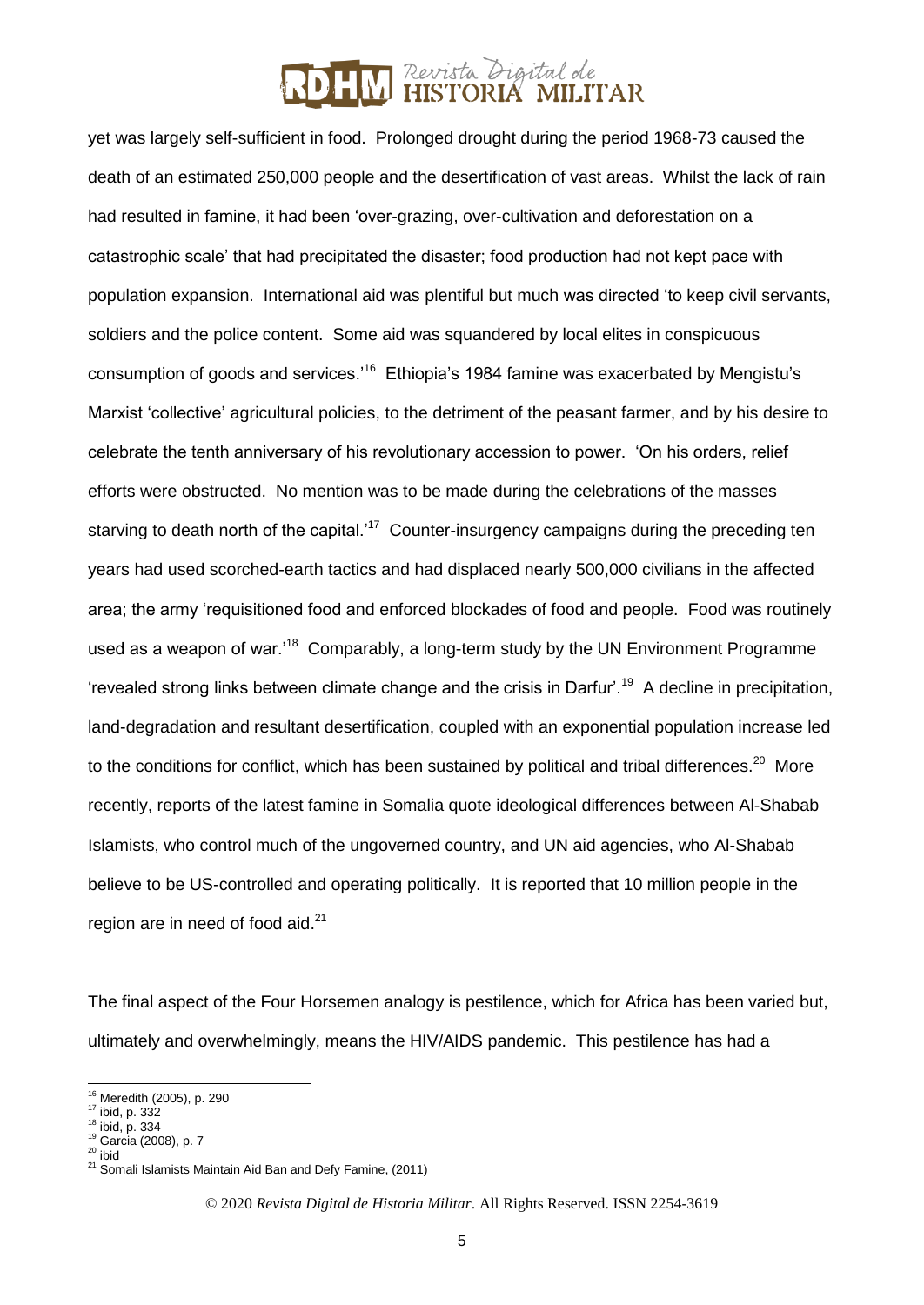yet was largely self-sufficient in food. Prolonged drought during the period 1968-73 caused the death of an estimated 250,000 people and the desertification of vast areas. Whilst the lack of rain had resulted in famine, it had been 'over-grazing, over-cultivation and deforestation on a catastrophic scale' that had precipitated the disaster; food production had not kept pace with population expansion. International aid was plentiful but much was directed 'to keep civil servants, soldiers and the police content. Some aid was squandered by local elites in conspicuous consumption of goods and services.'[16] Ethiopia's 1984 famine was exacerbated by Mengistu's Marxist 'collective' agricultural policies, to the detriment of the peasant farmer, and by his desire to celebrate the tenth anniversary of his revolutionary accession to power. 'On his orders, relief efforts were obstructed. No mention was to be made during the celebrations of the masses starving to death north of the capital.'[17] Counter-insurgency campaigns during the preceding ten years had used scorched-earth tactics and had displaced nearly 500,000 civilians in the affected area; the army 'requisitioned food and enforced blockades of food and people. Food was routinely used as a weapon of war.'[18] Comparably, a long-term study by the UN Environment Programme 'revealed strong links between climate change and the crisis in Darfur'.[19] A decline in precipitation, land-degradation and resultant desertification, coupled with an exponential population increase led to the conditions for conflict, which has been sustained by political and tribal differences.[20] More recently, reports of the latest famine in Somalia quote ideological differences between Al-Shabab Islamists, who control much of the ungoverned country, and UN aid agencies, who Al-Shabab believe to be US-controlled and operating politically. It is reported that 10 million people in the region are in need of food aid.[21]

The final aspect of the Four Horsemen analogy is pestilence, which for Africa has been varied but, ultimately and overwhelmingly, means the HIV/AIDS pandemic. This pestilence has had a

---

[16] Meredith (2005), p. 290
[17] ibid, p. 332
[18] ibid, p. 334
[19] Garcia (2008), p. 7
[20] ibid
[21] Somali Islamists Maintain Aid Ban and Defy Famine, (2011)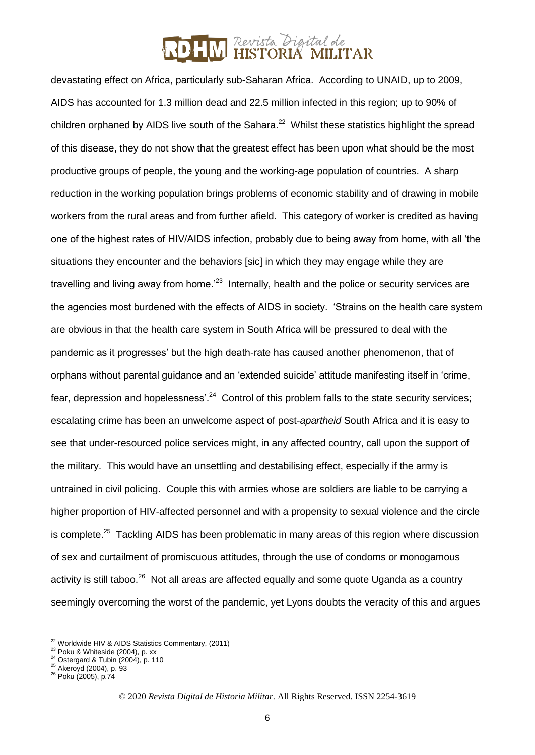devastating effect on Africa, particularly sub-Saharan Africa. According to UNAID, up to 2009, AIDS has accounted for 1.3 million dead and 22.5 million infected in this region; up to 90% of children orphaned by AIDS live south of the Sahara.[22] Whilst these statistics highlight the spread of this disease, they do not show that the greatest effect has been upon what should be the most productive groups of people, the young and the working-age population of countries. A sharp reduction in the working population brings problems of economic stability and of drawing in mobile workers from the rural areas and from further afield. This category of worker is credited as having one of the highest rates of HIV/AIDS infection, probably due to being away from home, with all 'the situations they encounter and the behaviors [sic] in which they may engage while they are travelling and living away from home.'[23] Internally, health and the police or security services are the agencies most burdened with the effects of AIDS in society. 'Strains on the health care system are obvious in that the health care system in South Africa will be pressured to deal with the pandemic as it progresses' but the high death-rate has caused another phenomenon, that of orphans without parental guidance and an 'extended suicide' attitude manifesting itself in 'crime, fear, depression and hopelessness'.[24] Control of this problem falls to the state security services; escalating crime has been an unwelcome aspect of post-*apartheid* South Africa and it is easy to see that under-resourced police services might, in any affected country, call upon the support of the military. This would have an unsettling and destabilising effect, especially if the army is untrained in civil policing. Couple this with armies whose are soldiers are liable to be carrying a higher proportion of HIV-affected personnel and with a propensity to sexual violence and the circle is complete.[25] Tackling AIDS has been problematic in many areas of this region where discussion of sex and curtailment of promiscuous attitudes, through the use of condoms or monogamous activity is still taboo.[26] Not all areas are affected equally and some quote Uganda as a country seemingly overcoming the worst of the pandemic, yet Lyons doubts the veracity of this and argues

---

[22] Worldwide HIV & AIDS Statistics Commentary, (2011)

[23] Poku & Whiteside (2004), p. xx

[24] Ostergard & Tubin (2004), p. 110

[25] Akeroyd (2004), p. 93

[26] Poku (2005), p.74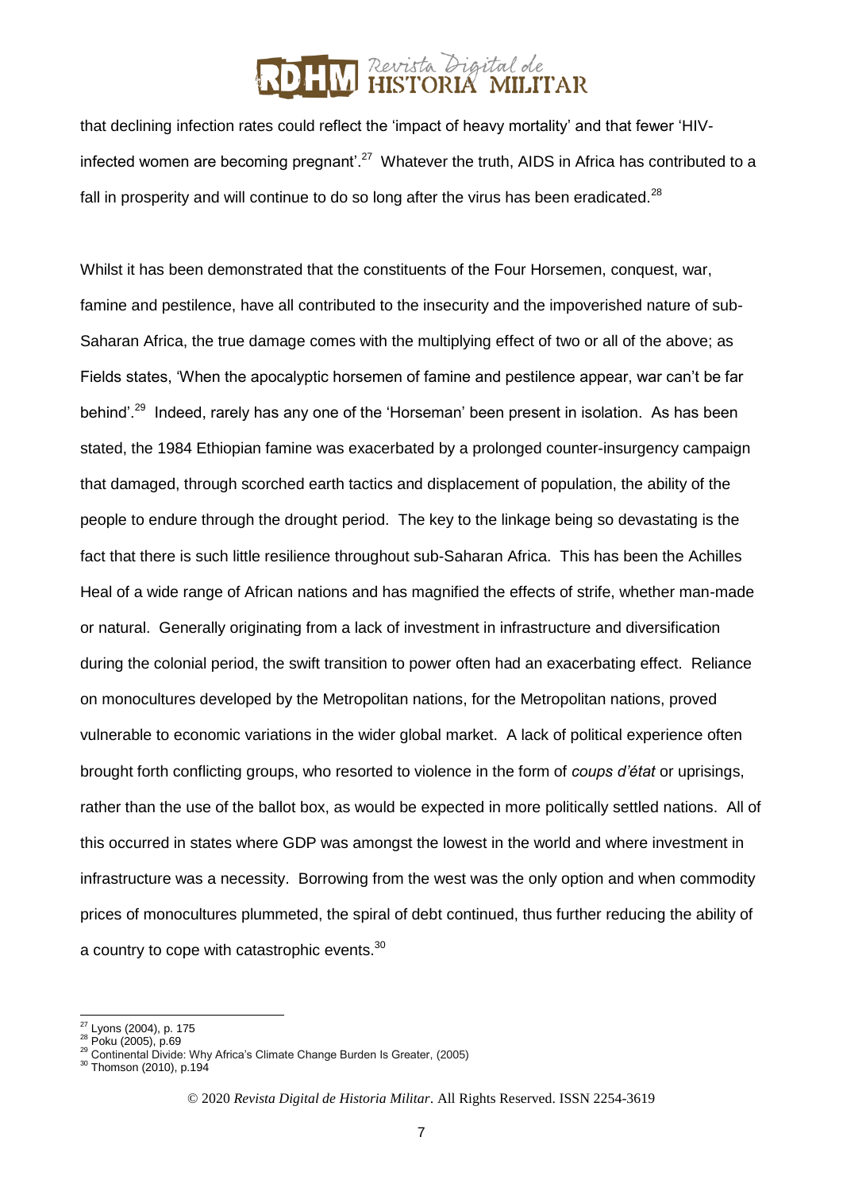that declining infection rates could reflect the 'impact of heavy mortality' and that fewer 'HIV-infected women are becoming pregnant'.[27] Whatever the truth, AIDS in Africa has contributed to a fall in prosperity and will continue to do so long after the virus has been eradicated.[28]

Whilst it has been demonstrated that the constituents of the Four Horsemen, conquest, war, famine and pestilence, have all contributed to the insecurity and the impoverished nature of sub-Saharan Africa, the true damage comes with the multiplying effect of two or all of the above; as Fields states, 'When the apocalyptic horsemen of famine and pestilence appear, war can't be far behind'.[29] Indeed, rarely has any one of the 'Horseman' been present in isolation. As has been stated, the 1984 Ethiopian famine was exacerbated by a prolonged counter-insurgency campaign that damaged, through scorched earth tactics and displacement of population, the ability of the people to endure through the drought period. The key to the linkage being so devastating is the fact that there is such little resilience throughout sub-Saharan Africa. This has been the Achilles Heal of a wide range of African nations and has magnified the effects of strife, whether man-made or natural. Generally originating from a lack of investment in infrastructure and diversification during the colonial period, the swift transition to power often had an exacerbating effect. Reliance on monocultures developed by the Metropolitan nations, for the Metropolitan nations, proved vulnerable to economic variations in the wider global market. A lack of political experience often brought forth conflicting groups, who resorted to violence in the form of *coups d'état* or uprisings, rather than the use of the ballot box, as would be expected in more politically settled nations. All of this occurred in states where GDP was amongst the lowest in the world and where investment in infrastructure was a necessity. Borrowing from the west was the only option and when commodity prices of monocultures plummeted, the spiral of debt continued, thus further reducing the ability of a country to cope with catastrophic events.[30]

---

[27] Lyons (2004), p. 175

[28] Poku (2005), p.69

[29] Continental Divide: Why Africa's Climate Change Burden Is Greater, (2005)

[30] Thomson (2010), p.194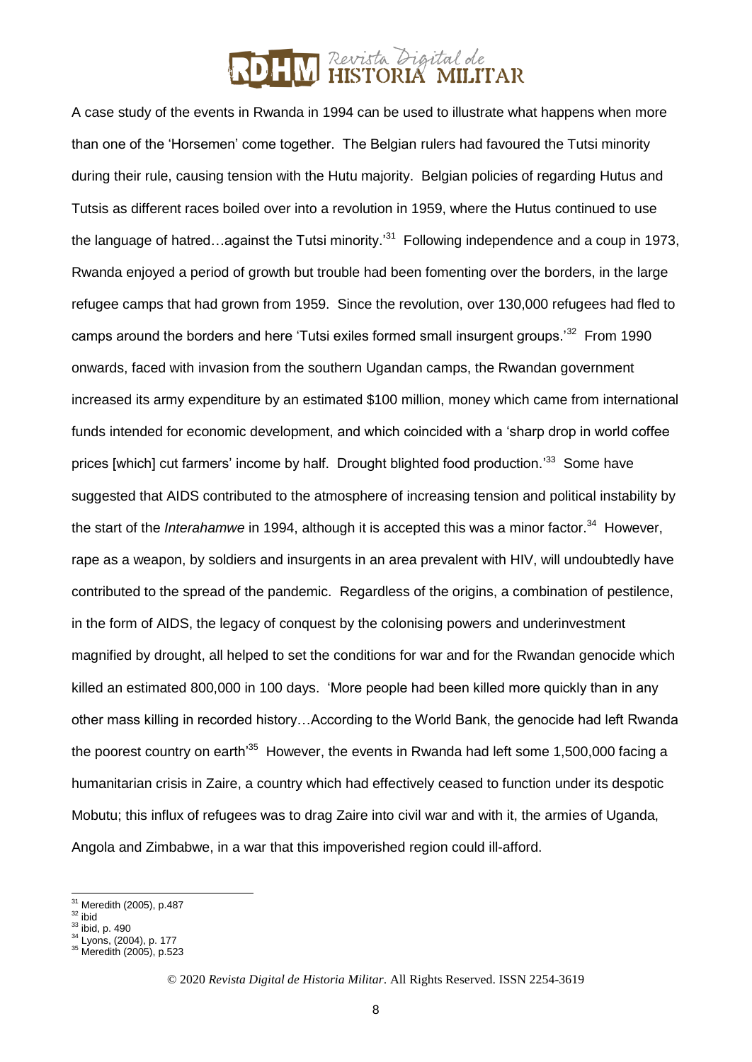A case study of the events in Rwanda in 1994 can be used to illustrate what happens when more than one of the 'Horsemen' come together. The Belgian rulers had favoured the Tutsi minority during their rule, causing tension with the Hutu majority. Belgian policies of regarding Hutus and Tutsis as different races boiled over into a revolution in 1959, where the Hutus continued to use the language of hatred…against the Tutsi minority.'[31] Following independence and a coup in 1973, Rwanda enjoyed a period of growth but trouble had been fomenting over the borders, in the large refugee camps that had grown from 1959. Since the revolution, over 130,000 refugees had fled to camps around the borders and here 'Tutsi exiles formed small insurgent groups.'[32] From 1990 onwards, faced with invasion from the southern Ugandan camps, the Rwandan government increased its army expenditure by an estimated $100 million, money which came from international funds intended for economic development, and which coincided with a 'sharp drop in world coffee prices [which] cut farmers' income by half. Drought blighted food production.'[33] Some have suggested that AIDS contributed to the atmosphere of increasing tension and political instability by the start of the *Interahamwe* in 1994, although it is accepted this was a minor factor.[34] However, rape as a weapon, by soldiers and insurgents in an area prevalent with HIV, will undoubtedly have contributed to the spread of the pandemic. Regardless of the origins, a combination of pestilence, in the form of AIDS, the legacy of conquest by the colonising powers and underinvestment magnified by drought, all helped to set the conditions for war and for the Rwandan genocide which killed an estimated 800,000 in 100 days. 'More people had been killed more quickly than in any other mass killing in recorded history…According to the World Bank, the genocide had left Rwanda the poorest country on earth'[35] However, the events in Rwanda had left some 1,500,000 facing a humanitarian crisis in Zaire, a country which had effectively ceased to function under its despotic Mobutu; this influx of refugees was to drag Zaire into civil war and with it, the armies of Uganda, Angola and Zimbabwe, in a war that this impoverished region could ill-afford.

---

[31] Meredith (2005), p.487
[32] ibid
[33] ibid, p. 490
[34] Lyons, (2004), p. 177
[35] Meredith (2005), p.523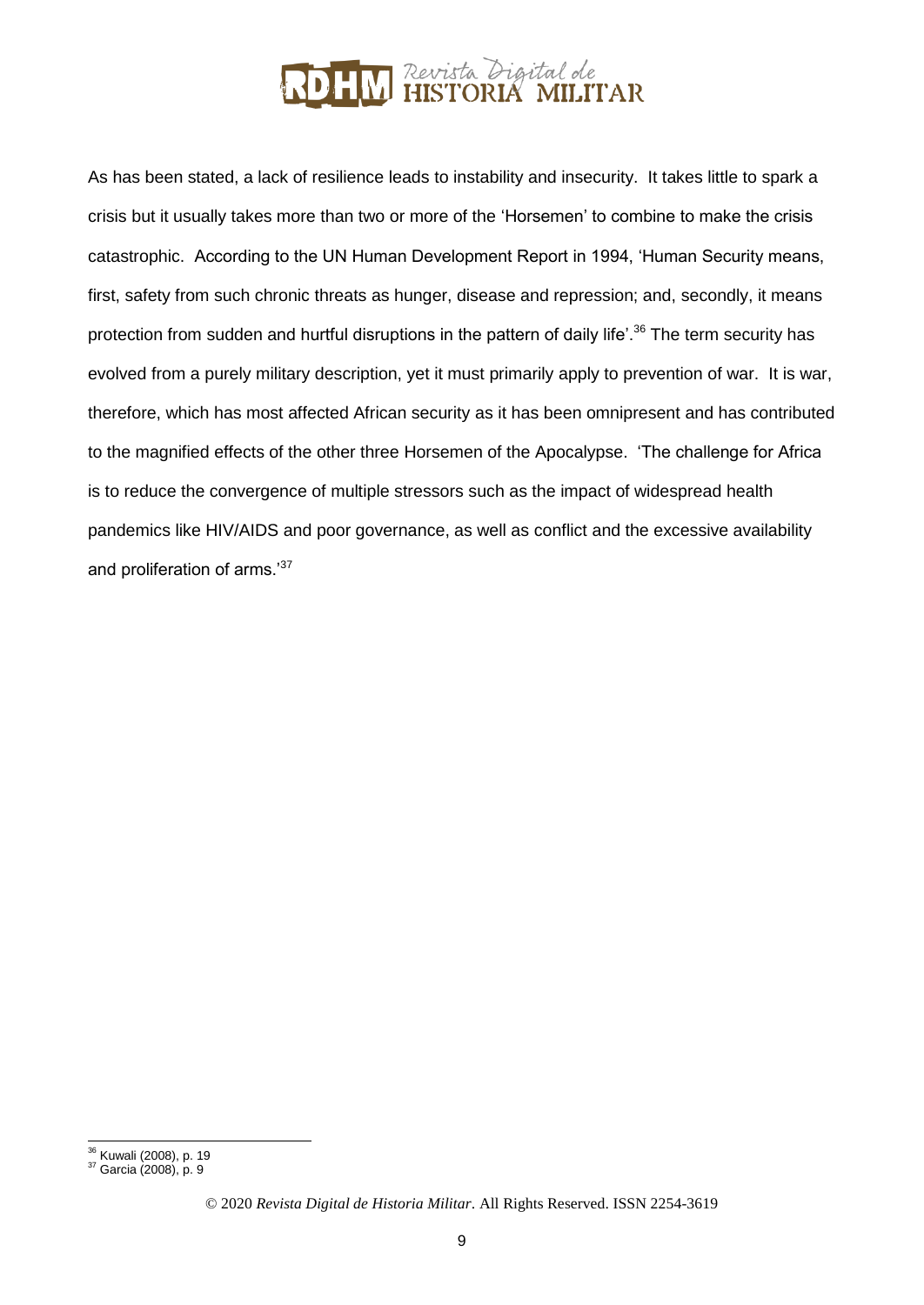As has been stated, a lack of resilience leads to instability and insecurity. It takes little to spark a crisis but it usually takes more than two or more of the 'Horsemen' to combine to make the crisis catastrophic. According to the UN Human Development Report in 1994, 'Human Security means, first, safety from such chronic threats as hunger, disease and repression; and, secondly, it means protection from sudden and hurtful disruptions in the pattern of daily life'.[36] The term security has evolved from a purely military description, yet it must primarily apply to prevention of war. It is war, therefore, which has most affected African security as it has been omnipresent and has contributed to the magnified effects of the other three Horsemen of the Apocalypse. 'The challenge for Africa is to reduce the convergence of multiple stressors such as the impact of widespread health pandemics like HIV/AIDS and poor governance, as well as conflict and the excessive availability and proliferation of arms.'[37]

---

[36] Kuwali (2008), p. 19

[37] Garcia (2008), p. 9

© 2020 *Revista Digital de Historia Militar*. All Rights Reserved. ISSN 2254-3619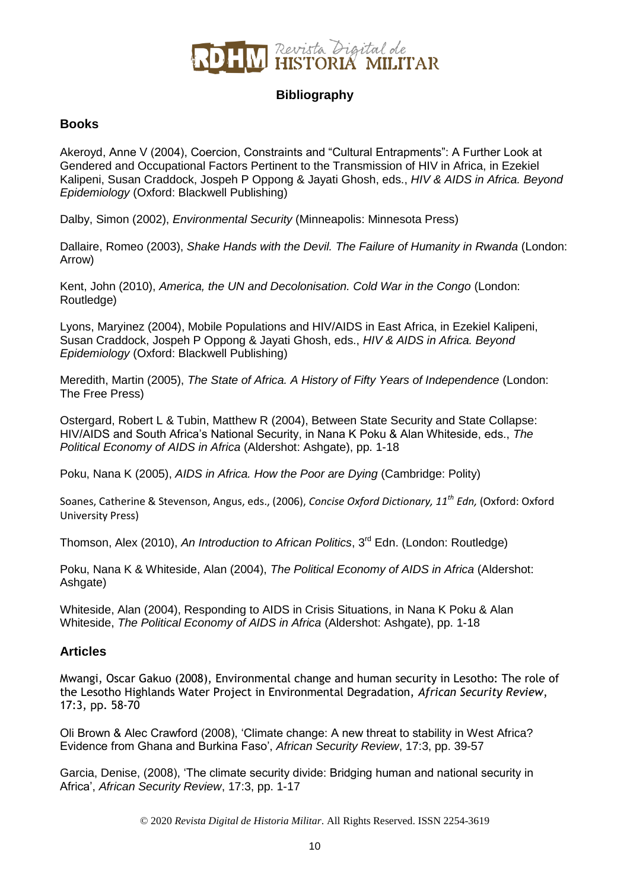## Bibliography

### Books

Akeroyd, Anne V (2004), Coercion, Constraints and "Cultural Entrapments": A Further Look at Gendered and Occupational Factors Pertinent to the Transmission of HIV in Africa, in Ezekiel Kalipeni, Susan Craddock, Jospeh P Oppong & Jayati Ghosh, eds., *HIV & AIDS in Africa. Beyond Epidemiology* (Oxford: Blackwell Publishing)

Dalby, Simon (2002), *Environmental Security* (Minneapolis: Minnesota Press)

Dallaire, Romeo (2003), *Shake Hands with the Devil. The Failure of Humanity in Rwanda* (London: Arrow)

Kent, John (2010), *America, the UN and Decolonisation. Cold War in the Congo* (London: Routledge)

Lyons, Maryinez (2004), Mobile Populations and HIV/AIDS in East Africa, in Ezekiel Kalipeni, Susan Craddock, Jospeh P Oppong & Jayati Ghosh, eds., *HIV & AIDS in Africa. Beyond Epidemiology* (Oxford: Blackwell Publishing)

Meredith, Martin (2005), *The State of Africa. A History of Fifty Years of Independence* (London: The Free Press)

Ostergard, Robert L & Tubin, Matthew R (2004), Between State Security and State Collapse: HIV/AIDS and South Africa's National Security, in Nana K Poku & Alan Whiteside, eds., *The Political Economy of AIDS in Africa* (Aldershot: Ashgate), pp. 1-18

Poku, Nana K (2005), *AIDS in Africa. How the Poor are Dying* (Cambridge: Polity)

Soanes, Catherine & Stevenson, Angus, eds., (2006), *Concise Oxford Dictionary, 11th Edn,* (Oxford: Oxford University Press)

Thomson, Alex (2010), *An Introduction to African Politics*, 3rd Edn. (London: Routledge)

Poku, Nana K & Whiteside, Alan (2004), *The Political Economy of AIDS in Africa* (Aldershot: Ashgate)

Whiteside, Alan (2004), Responding to AIDS in Crisis Situations, in Nana K Poku & Alan Whiteside, *The Political Economy of AIDS in Africa* (Aldershot: Ashgate), pp. 1-18

### Articles

Mwangi, Oscar Gakuo (2008), Environmental change and human security in Lesotho: The role of the Lesotho Highlands Water Project in Environmental Degradation, *African Security Review*, 17:3, pp. 58-70

Oli Brown & Alec Crawford (2008), 'Climate change: A new threat to stability in West Africa? Evidence from Ghana and Burkina Faso', *African Security Review*, 17:3, pp. 39-57

Garcia, Denise, (2008), 'The climate security divide: Bridging human and national security in Africa', *African Security Review*, 17:3, pp. 1-17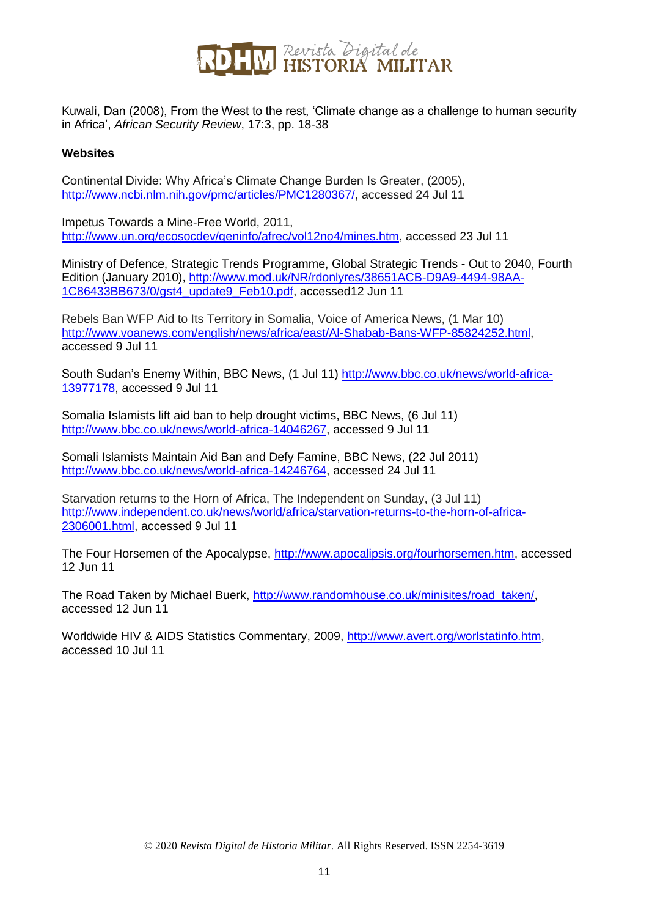Kuwali, Dan (2008), From the West to the rest, 'Climate change as a challenge to human security in Africa', *African Security Review*, 17:3, pp. 18-38

**Websites**

Continental Divide: Why Africa's Climate Change Burden Is Greater, (2005), http://www.ncbi.nlm.nih.gov/pmc/articles/PMC1280367/, accessed 24 Jul 11

Impetus Towards a Mine-Free World, 2011, http://www.un.org/ecosocdev/geninfo/afrec/vol12no4/mines.htm, accessed 23 Jul 11

Ministry of Defence, Strategic Trends Programme, Global Strategic Trends - Out to 2040, Fourth Edition (January 2010), http://www.mod.uk/NR/rdonlyres/38651ACB-D9A9-4494-98AA-1C86433BB673/0/gst4_update9_Feb10.pdf, accessed12 Jun 11

Rebels Ban WFP Aid to Its Territory in Somalia, Voice of America News, (1 Mar 10) http://www.voanews.com/english/news/africa/east/Al-Shabab-Bans-WFP-85824252.html, accessed 9 Jul 11

South Sudan's Enemy Within, BBC News, (1 Jul 11) http://www.bbc.co.uk/news/world-africa-13977178, accessed 9 Jul 11

Somalia Islamists lift aid ban to help drought victims, BBC News, (6 Jul 11) http://www.bbc.co.uk/news/world-africa-14046267, accessed 9 Jul 11

Somali Islamists Maintain Aid Ban and Defy Famine, BBC News, (22 Jul 2011) http://www.bbc.co.uk/news/world-africa-14246764, accessed 24 Jul 11

Starvation returns to the Horn of Africa, The Independent on Sunday, (3 Jul 11) http://www.independent.co.uk/news/world/africa/starvation-returns-to-the-horn-of-africa-2306001.html, accessed 9 Jul 11

The Four Horsemen of the Apocalypse, http://www.apocalipsis.org/fourhorsemen.htm, accessed 12 Jun 11

The Road Taken by Michael Buerk, http://www.randomhouse.co.uk/minisites/road_taken/, accessed 12 Jun 11

Worldwide HIV & AIDS Statistics Commentary, 2009, http://www.avert.org/worlstatinfo.htm, accessed 10 Jul 11